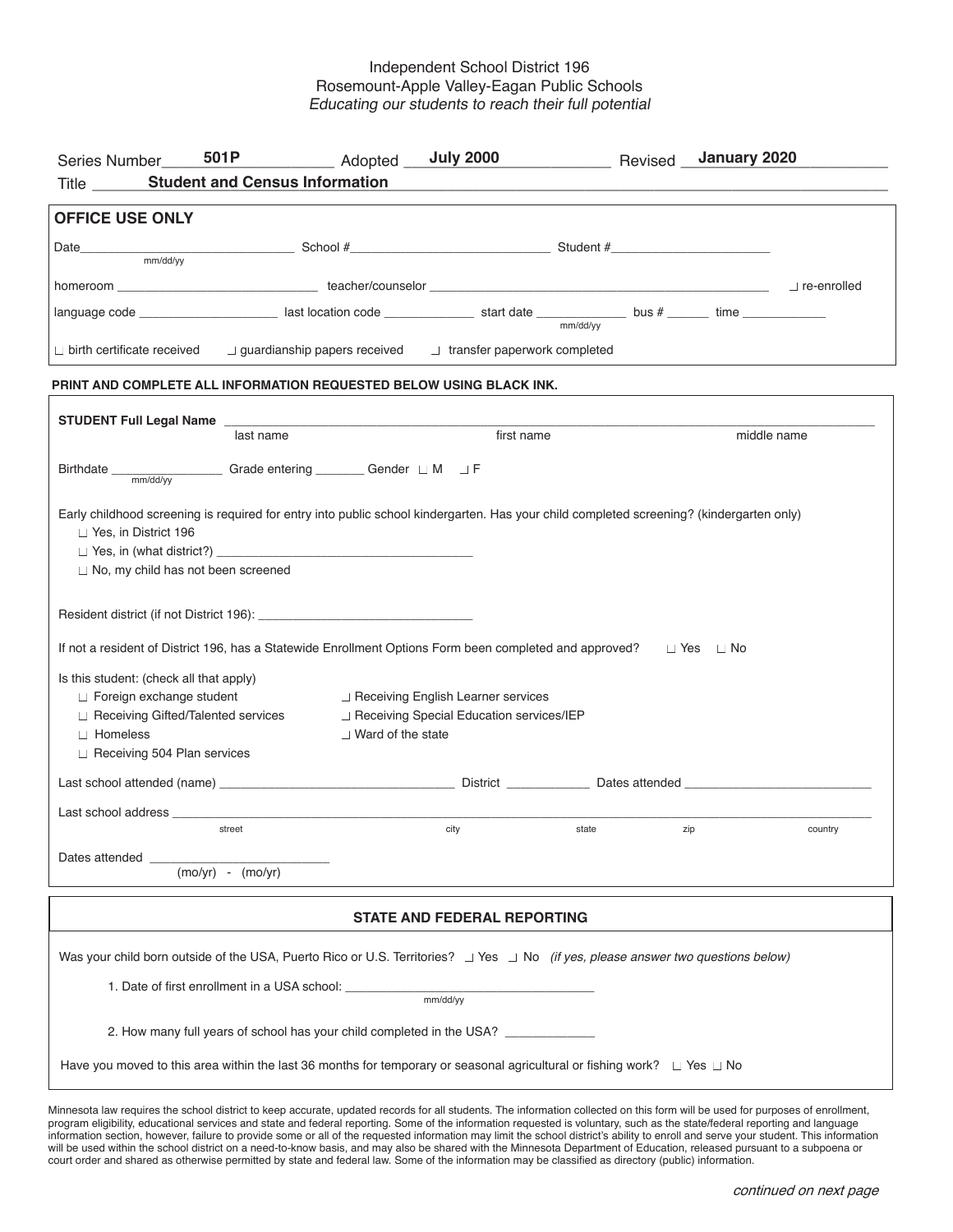Independent School District 196
Rosemount-Apple Valley-Eagan Public Schools
*Educating our students to reach their full potential*

Series Number **501P** Adopted **July 2000** Revised **January 2020**

Title **Student and Census Information**

## OFFICE USE ONLY

Date__________ (mm/dd/yy) School #__________ Student #__________

homeroom __________ teacher/counselor __________ ☐ re-enrolled

language code __________ last location code __________ start date __________ (mm/dd/yy) bus # ______ time __________

☐ birth certificate received ☐ guardianship papers received ☐ transfer paperwork completed

**PRINT AND COMPLETE ALL INFORMATION REQUESTED BELOW USING BLACK INK.**

**STUDENT Full Legal Name** ______________________________________________
last name first name middle name

Birthdate __________ (mm/dd/yy) Grade entering _______ Gender ☐ M ☐ F

Early childhood screening is required for entry into public school kindergarten. Has your child completed screening? (kindergarten only)

- ☐ Yes, in District 196
- ☐ Yes, in (what district?) __________________
- ☐ No, my child has not been screened

Resident district (if not District 196): __________________

If not a resident of District 196, has a Statewide Enrollment Options Form been completed and approved? ☐ Yes ☐ No

Is this student: (check all that apply)

- ☐ Foreign exchange student
- ☐ Receiving Gifted/Talented services
- ☐ Homeless
- ☐ Receiving 504 Plan services
- ☐ Receiving English Learner services
- ☐ Receiving Special Education services/IEP
- ☐ Ward of the state

Last school attended (name) __________________ District __________ Dates attended __________________

Last school address ______________________________________________
street city state zip country

Dates attended __________________
(mo/yr) - (mo/yr)

## STATE AND FEDERAL REPORTING

Was your child born outside of the USA, Puerto Rico or U.S. Territories? ☐ Yes ☐ No *(if yes, please answer two questions below)*

1. Date of first enrollment in a USA school: __________________ (mm/dd/yy)

2. How many full years of school has your child completed in the USA? __________

Have you moved to this area within the last 36 months for temporary or seasonal agricultural or fishing work? ☐ Yes ☐ No

Minnesota law requires the school district to keep accurate, updated records for all students. The information collected on this form will be used for purposes of enrollment, program eligibility, educational services and state and federal reporting. Some of the information requested is voluntary, such as the state/federal reporting and language information section, however, failure to provide some or all of the requested information may limit the school district's ability to enroll and serve your student. This information will be used within the school district on a need-to-know basis, and may also be shared with the Minnesota Department of Education, released pursuant to a subpoena or court order and shared as otherwise permitted by state and federal law. Some of the information may be classified as directory (public) information.

*continued on next page*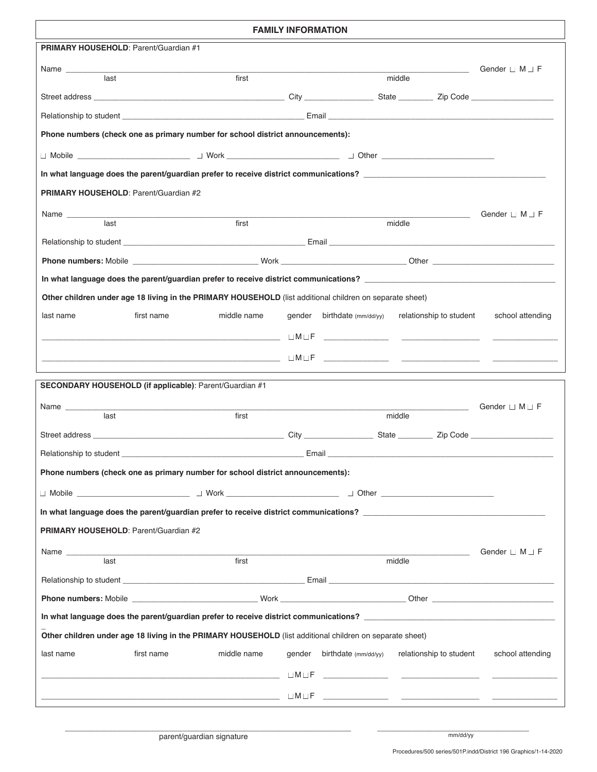## FAMILY INFORMATION

**PRIMARY HOUSEHOLD**: Parent/Guardian #1

Name ______________________________________________ Gender ☐ M ☐ F

last first middle

Street address ______________________ City ____________ State ________ Zip Code ______________

Relationship to student ______________________ Email ______________________

**Phone numbers (check one as primary number for school district announcements):**

☐ Mobile ______________ ☐ Work ______________ ☐ Other ______________

**In what language does the parent/guardian prefer to receive district communications?** ______________

**PRIMARY HOUSEHOLD**: Parent/Guardian #2

Name ______________________________________________ Gender ☐ M ☐ F

last first middle

Relationship to student ______________________ Email ______________________

**Phone numbers:** Mobile ______________ Work ______________ Other ______________

**In what language does the parent/guardian prefer to receive district communications?** ______________

**Other children under age 18 living in the PRIMARY HOUSEHOLD** (list additional children on separate sheet)

| last name | first name | middle name | gender | birthdate (mm/dd/yy) | relationship to student | school attending |
|---|---|---|---|---|---|---|
| | | | ☐M ☐F | | | |
| | | | ☐M ☐F | | | |

**SECONDARY HOUSEHOLD (if applicable)**: Parent/Guardian #1

Name ______________________________________________ Gender ☐ M ☐ F

last first middle

Street address ______________________ City ____________ State ________ Zip Code ______________

Relationship to student ______________________ Email ______________________

**Phone numbers (check one as primary number for school district announcements):**

☐ Mobile ______________ ☐ Work ______________ ☐ Other ______________

**In what language does the parent/guardian prefer to receive district communications?** ______________

**PRIMARY HOUSEHOLD**: Parent/Guardian #2

Name ______________________________________________ Gender ☐ M ☐ F

last first middle

Relationship to student ______________________ Email ______________________

**Phone numbers:** Mobile ______________ Work ______________ Other ______________

**In what language does the parent/guardian prefer to receive district communications?** ______________

**Other children under age 18 living in the PRIMARY HOUSEHOLD** (list additional children on separate sheet)

| last name | first name | middle name | gender | birthdate (mm/dd/yy) | relationship to student | school attending |
|---|---|---|---|---|---|---|
| | | | ☐M ☐F | | | |
| | | | ☐M ☐F | | | |

______________________________ parent/guardian signature

______________________________ mm/dd/yy

Procedures/500 series/501P.indd/District 196 Graphics/1-14-2020